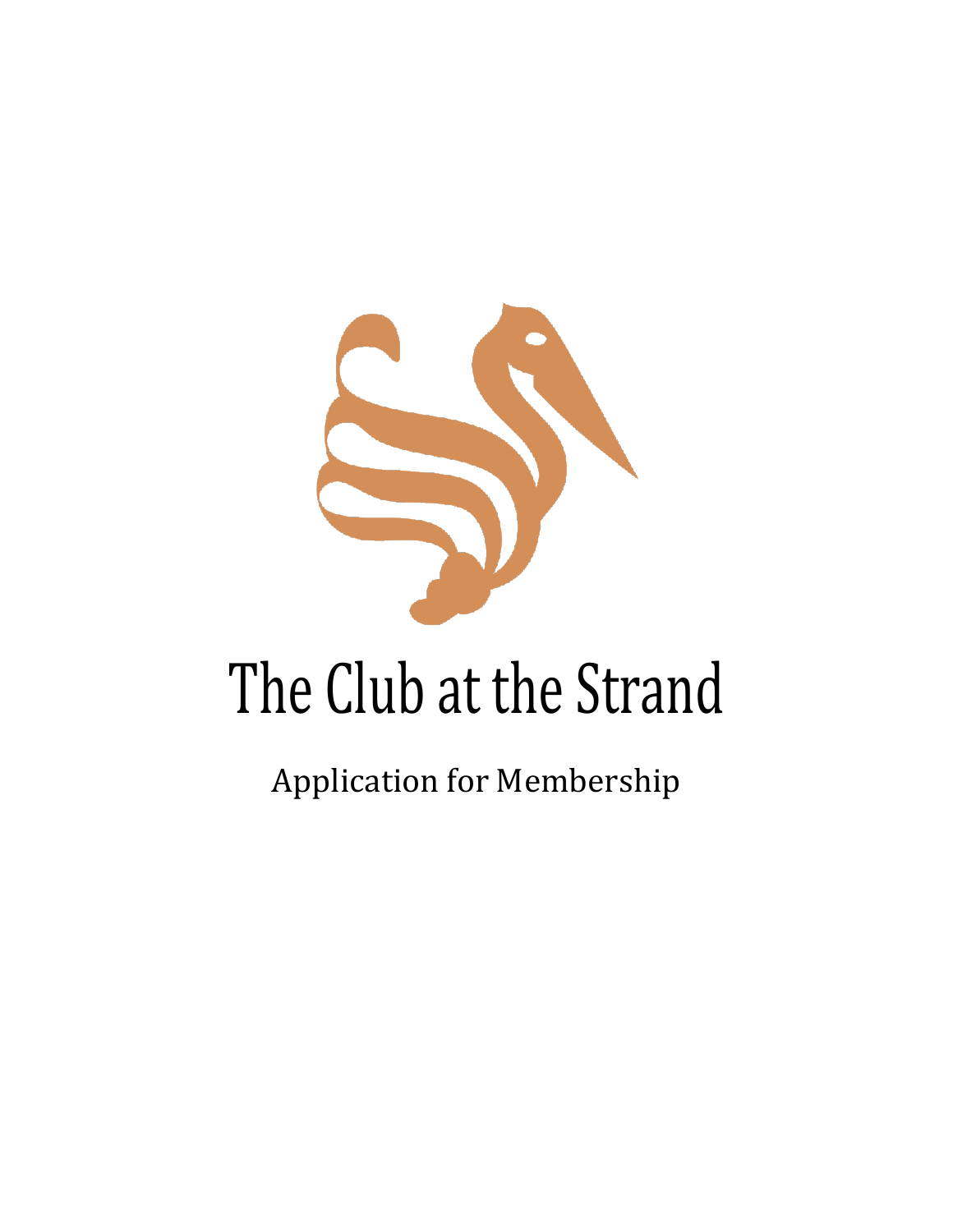# The Club at the Strand

Application for Membership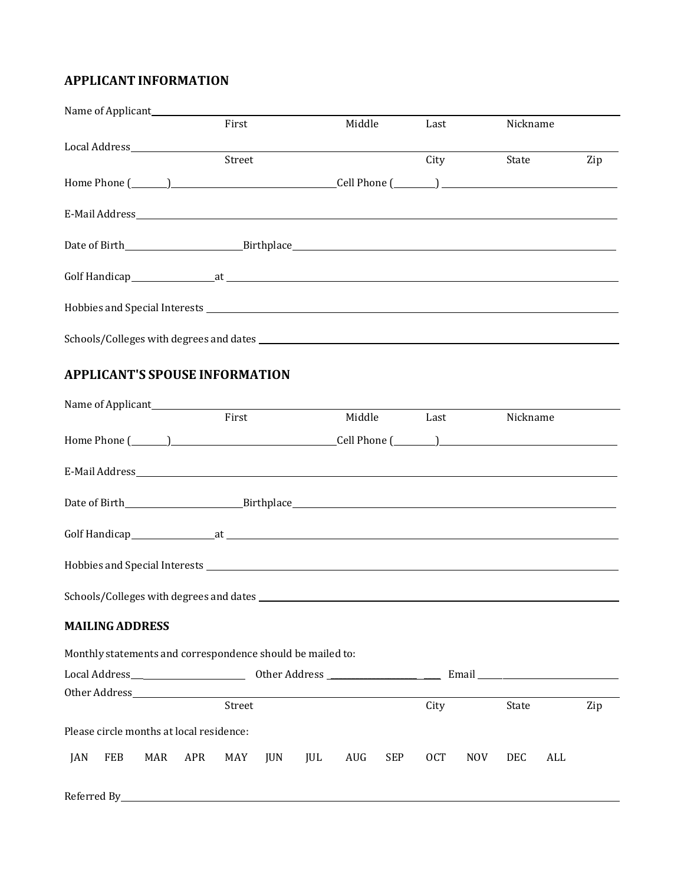## APPLICANT INFORMATION

Name of Applicant\_\_\_\_\_\_\_\_\_\_\_\_\_\_\_\_\_\_\_\_\_\_\_\_\_\_\_\_\_\_\_\_\_\_\_\_\_\_\_\_\_\_\_\_\_\_\_\_\_\_\_\_\_\_\_\_\_\_\_\_\_\_\_\_\_\_\_\_\_\_

First Middle Last Nickname

Local Address\_\_\_\_\_\_\_\_\_\_\_\_\_\_\_\_\_\_\_\_\_\_\_\_\_\_\_\_\_\_\_\_\_\_\_\_\_\_\_\_\_\_\_\_\_\_\_\_\_\_\_\_\_\_\_\_\_\_\_\_\_\_\_\_\_\_\_\_\_\_\_\_\_\_

Street City State Zip

Home Phone (\_\_\_\_\_\_\_)\_\_\_\_\_\_\_\_\_\_\_\_\_\_\_\_\_\_\_\_\_\_\_\_\_\_\_\_\_\_Cell Phone (\_\_\_\_\_\_\_\_) \_\_\_\_\_\_\_\_\_\_\_\_\_\_\_\_\_\_\_\_\_\_\_\_\_\_\_\_\_\_

E-Mail Address\_\_\_\_\_\_\_\_\_\_\_\_\_\_\_\_\_\_\_\_\_\_\_\_\_\_\_\_\_\_\_\_\_\_\_\_\_\_\_\_\_\_\_\_\_\_\_\_\_\_\_\_\_\_\_\_\_\_\_\_\_\_\_\_\_\_\_\_\_\_\_\_\_

Date of Birth\_\_\_\_\_\_\_\_\_\_\_\_\_\_\_\_\_\_\_\_\_\_Birthplace\_\_\_\_\_\_\_\_\_\_\_\_\_\_\_\_\_\_\_\_\_\_\_\_\_\_\_\_\_\_\_\_\_\_\_\_\_\_\_\_\_\_\_\_\_\_\_\_\_\_\_\_\_\_\_

Golf Handicap\_\_\_\_\_\_\_\_\_\_\_\_\_\_\_\_at \_\_\_\_\_\_\_\_\_\_\_\_\_\_\_\_\_\_\_\_\_\_\_\_\_\_\_\_\_\_\_\_\_\_\_\_\_\_\_\_\_\_\_\_\_\_\_\_\_\_\_\_\_\_\_\_\_\_\_\_\_\_\_\_\_\_\_

Hobbies and Special Interests \_\_\_\_\_\_\_\_\_\_\_\_\_\_\_\_\_\_\_\_\_\_\_\_\_\_\_\_\_\_\_\_\_\_\_\_\_\_\_\_\_\_\_\_\_\_\_\_\_\_\_\_\_\_\_\_\_\_\_\_\_\_\_\_\_

Schools/Colleges with degrees and dates \_\_\_\_\_\_\_\_\_\_\_\_\_\_\_\_\_\_\_\_\_\_\_\_\_\_\_\_\_\_\_\_\_\_\_\_\_\_\_\_\_\_\_\_\_\_\_\_\_\_\_\_\_\_\_\_

## APPLICANT'S SPOUSE INFORMATION

Name of Applicant\_\_\_\_\_\_\_\_\_\_\_\_\_\_\_\_\_\_\_\_\_\_\_\_\_\_\_\_\_\_\_\_\_\_\_\_\_\_\_\_\_\_\_\_\_\_\_\_\_\_\_\_\_\_\_\_\_\_\_\_\_\_\_\_\_\_\_\_\_\_

First Middle Last Nickname

Home Phone (\_\_\_\_\_\_\_)\_\_\_\_\_\_\_\_\_\_\_\_\_\_\_\_\_\_\_\_\_\_\_\_\_\_\_\_\_\_Cell Phone (\_\_\_\_\_\_\_\_)\_\_\_\_\_\_\_\_\_\_\_\_\_\_\_\_\_\_\_\_\_\_\_\_\_\_\_\_\_\_

E-Mail Address\_\_\_\_\_\_\_\_\_\_\_\_\_\_\_\_\_\_\_\_\_\_\_\_\_\_\_\_\_\_\_\_\_\_\_\_\_\_\_\_\_\_\_\_\_\_\_\_\_\_\_\_\_\_\_\_\_\_\_\_\_\_\_\_\_\_\_\_\_\_\_\_\_

Date of Birth\_\_\_\_\_\_\_\_\_\_\_\_\_\_\_\_\_\_\_\_\_\_Birthplace\_\_\_\_\_\_\_\_\_\_\_\_\_\_\_\_\_\_\_\_\_\_\_\_\_\_\_\_\_\_\_\_\_\_\_\_\_\_\_\_\_\_\_\_\_\_\_\_\_\_\_\_\_\_\_

Golf Handicap\_\_\_\_\_\_\_\_\_\_\_\_\_\_\_\_at \_\_\_\_\_\_\_\_\_\_\_\_\_\_\_\_\_\_\_\_\_\_\_\_\_\_\_\_\_\_\_\_\_\_\_\_\_\_\_\_\_\_\_\_\_\_\_\_\_\_\_\_\_\_\_\_\_\_\_\_\_\_\_\_\_\_\_

Hobbies and Special Interests \_\_\_\_\_\_\_\_\_\_\_\_\_\_\_\_\_\_\_\_\_\_\_\_\_\_\_\_\_\_\_\_\_\_\_\_\_\_\_\_\_\_\_\_\_\_\_\_\_\_\_\_\_\_\_\_\_\_\_\_\_\_\_\_\_

Schools/Colleges with degrees and dates \_\_\_\_\_\_\_\_\_\_\_\_\_\_\_\_\_\_\_\_\_\_\_\_\_\_\_\_\_\_\_\_\_\_\_\_\_\_\_\_\_\_\_\_\_\_\_\_\_\_\_\_\_\_\_\_

### MAILING ADDRESS

Monthly statements and correspondence should be mailed to:

Local Address\_\_\_\_\_\_\_\_\_\_\_\_\_\_\_\_\_\_\_\_\_\_\_ Other Address \_\_\_\_\_\_\_\_\_\_\_\_\_\_\_\_\_\_\_\_\_\_\_ Email \_\_\_\_\_\_\_\_\_\_\_\_\_\_\_\_\_\_\_\_\_\_\_\_\_\_\_\_

Other Address\_\_\_\_\_\_\_\_\_\_\_\_\_\_\_\_\_\_\_\_\_\_\_\_\_\_\_\_\_\_\_\_\_\_\_\_\_\_\_\_\_\_\_\_\_\_\_\_\_\_\_\_\_\_\_\_\_\_\_\_\_\_\_\_\_\_\_\_\_\_\_\_\_\_

Street City State Zip

Please circle months at local residence:

JAN FEB MAR APR MAY JUN JUL AUG SEP OCT NOV DEC ALL

Referred By\_\_\_\_\_\_\_\_\_\_\_\_\_\_\_\_\_\_\_\_\_\_\_\_\_\_\_\_\_\_\_\_\_\_\_\_\_\_\_\_\_\_\_\_\_\_\_\_\_\_\_\_\_\_\_\_\_\_\_\_\_\_\_\_\_\_\_\_\_\_\_\_\_\_\_\_\_\_\_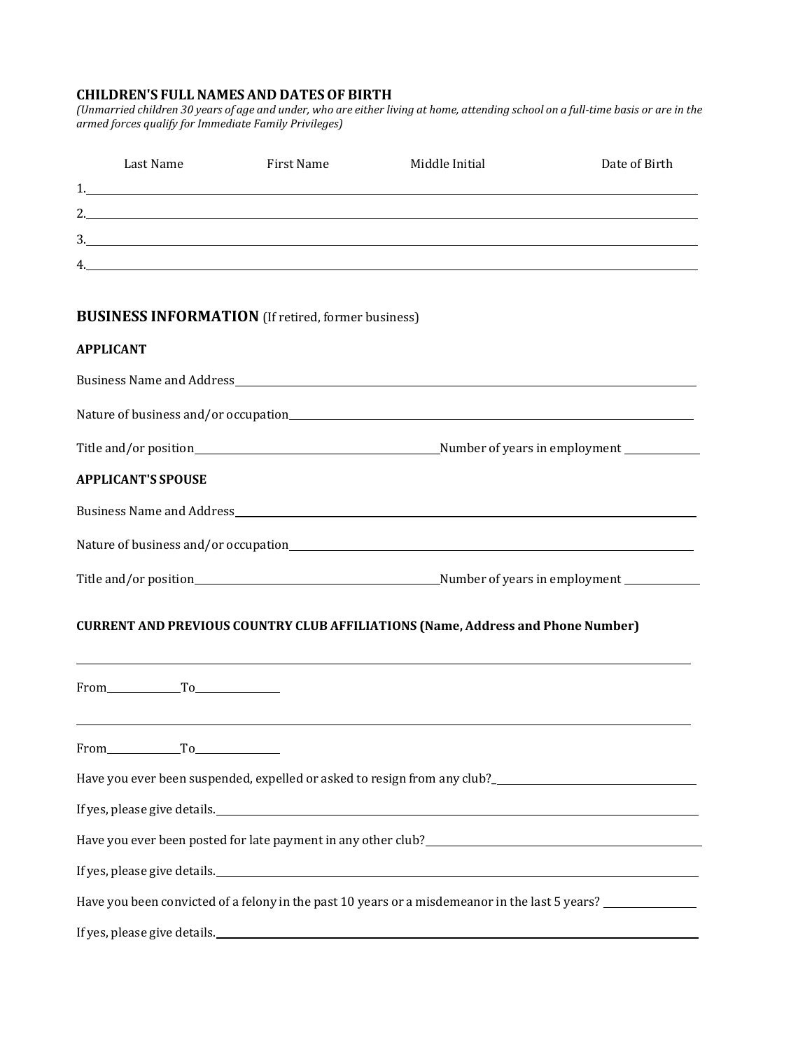**CHILDREN'S FULL NAMES AND DATES OF BIRTH**

*(Unmarried children 30 years of age and under, who are either living at home, attending school on a full-time basis or are in the armed forces qualify for Immediate Family Privileges)*

| | Last Name | First Name | Middle Initial | Date of Birth |
|---|---|---|---|---|
| 1. | | | | |
| 2. | | | | |
| 3. | | | | |
| 4. | | | | |

## BUSINESS INFORMATION (If retired, former business)

**APPLICANT**

Business Name and Address\_\_\_\_\_\_\_\_\_\_\_\_\_\_\_\_\_\_\_\_\_\_\_\_\_\_\_\_\_\_\_\_\_\_\_\_\_\_

Nature of business and/or occupation\_\_\_\_\_\_\_\_\_\_\_\_\_\_\_\_\_\_\_\_\_\_\_\_\_\_\_\_\_\_\_\_\_\_\_\_\_\_

Title and/or position\_\_\_\_\_\_\_\_\_\_\_\_\_\_\_\_\_\_\_\_\_\_\_\_Number of years in employment \_\_\_\_\_\_\_\_\_\_

**APPLICANT'S SPOUSE**

Business Name and Address\_\_\_\_\_\_\_\_\_\_\_\_\_\_\_\_\_\_\_\_\_\_\_\_\_\_\_\_\_\_\_\_\_\_\_\_\_\_

Nature of business and/or occupation\_\_\_\_\_\_\_\_\_\_\_\_\_\_\_\_\_\_\_\_\_\_\_\_\_\_\_\_\_\_\_\_\_\_\_\_\_\_

Title and/or position\_\_\_\_\_\_\_\_\_\_\_\_\_\_\_\_\_\_\_\_\_\_\_\_Number of years in employment \_\_\_\_\_\_\_\_\_\_

**CURRENT AND PREVIOUS COUNTRY CLUB AFFILIATIONS (Name, Address and Phone Number)**

\_\_\_\_\_\_\_\_\_\_\_\_\_\_\_\_\_\_\_\_\_\_\_\_\_\_\_\_\_\_\_\_\_\_\_\_\_\_\_\_\_\_\_\_\_\_\_\_\_\_\_\_\_\_\_\_\_\_\_\_\_\_\_\_\_\_\_\_\_\_

From\_\_\_\_\_\_\_\_\_\_To\_\_\_\_\_\_\_\_\_\_

\_\_\_\_\_\_\_\_\_\_\_\_\_\_\_\_\_\_\_\_\_\_\_\_\_\_\_\_\_\_\_\_\_\_\_\_\_\_\_\_\_\_\_\_\_\_\_\_\_\_\_\_\_\_\_\_\_\_\_\_\_\_\_\_\_\_\_\_\_\_

From\_\_\_\_\_\_\_\_\_\_To\_\_\_\_\_\_\_\_\_\_

Have you ever been suspended, expelled or asked to resign from any club?\_\_\_\_\_\_\_\_\_\_\_\_\_\_\_\_\_\_\_\_

If yes, please give details.\_\_\_\_\_\_\_\_\_\_\_\_\_\_\_\_\_\_\_\_\_\_\_\_\_\_\_\_\_\_\_\_\_\_\_\_\_\_\_\_\_\_\_\_\_\_\_\_

Have you ever been posted for late payment in any other club?\_\_\_\_\_\_\_\_\_\_\_\_\_\_\_\_\_\_\_\_\_\_\_\_

If yes, please give details.\_\_\_\_\_\_\_\_\_\_\_\_\_\_\_\_\_\_\_\_\_\_\_\_\_\_\_\_\_\_\_\_\_\_\_\_\_\_\_\_\_\_\_\_\_\_\_\_

Have you been convicted of a felony in the past 10 years or a misdemeanor in the last 5 years? \_\_\_\_\_\_\_\_\_\_

If yes, please give details.\_\_\_\_\_\_\_\_\_\_\_\_\_\_\_\_\_\_\_\_\_\_\_\_\_\_\_\_\_\_\_\_\_\_\_\_\_\_\_\_\_\_\_\_\_\_\_\_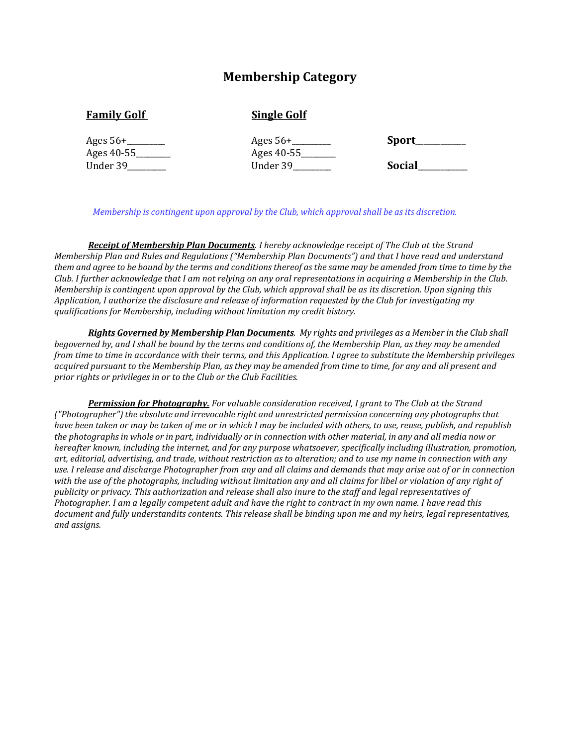## Membership Category

| **Family Golf** | **Single Golf** | |
|---|---|---|
| Ages 56+_________ | Ages 56+_________ | **Sport**___________ |
| Ages 40-55________ | Ages 40-55________ | |
| Under 39_________ | Under 39_________ | **Social**___________ |

*Membership is contingent upon approval by the Club, which approval shall be as its discretion.*

***Receipt of Membership Plan Documents****. I hereby acknowledge receipt of The Club at the Strand Membership Plan and Rules and Regulations ("Membership Plan Documents") and that I have read and understand them and agree to be bound by the terms and conditions thereof as the same may be amended from time to time by the Club. I further acknowledge that I am not relying on any oral representations in acquiring a Membership in the Club. Membership is contingent upon approval by the Club, which approval shall be as its discretion. Upon signing this Application, I authorize the disclosure and release of information requested by the Club for investigating my qualifications for Membership, including without limitation my credit history.*

***Rights Governed by Membership Plan Documents****. My rights and privileges as a Member in the Club shall begoverned by, and I shall be bound by the terms and conditions of, the Membership Plan, as they may be amended from time to time in accordance with their terms, and this Application. I agree to substitute the Membership privileges acquired pursuant to the Membership Plan, as they may be amended from time to time, for any and all present and prior rights or privileges in or to the Club or the Club Facilities.*

***Permission for Photography.*** *For valuable consideration received, I grant to The Club at the Strand ("Photographer") the absolute and irrevocable right and unrestricted permission concerning any photographs that have been taken or may be taken of me or in which I may be included with others, to use, reuse, publish, and republish the photographs in whole or in part, individually or in connection with other material, in any and all media now or hereafter known, including the internet, and for any purpose whatsoever, specifically including illustration, promotion, art, editorial, advertising, and trade, without restriction as to alteration; and to use my name in connection with any use. I release and discharge Photographer from any and all claims and demands that may arise out of or in connection with the use of the photographs, including without limitation any and all claims for libel or violation of any right of publicity or privacy. This authorization and release shall also inure to the staff and legal representatives of Photographer. I am a legally competent adult and have the right to contract in my own name. I have read this document and fully understandits contents. This release shall be binding upon me and my heirs, legal representatives, and assigns.*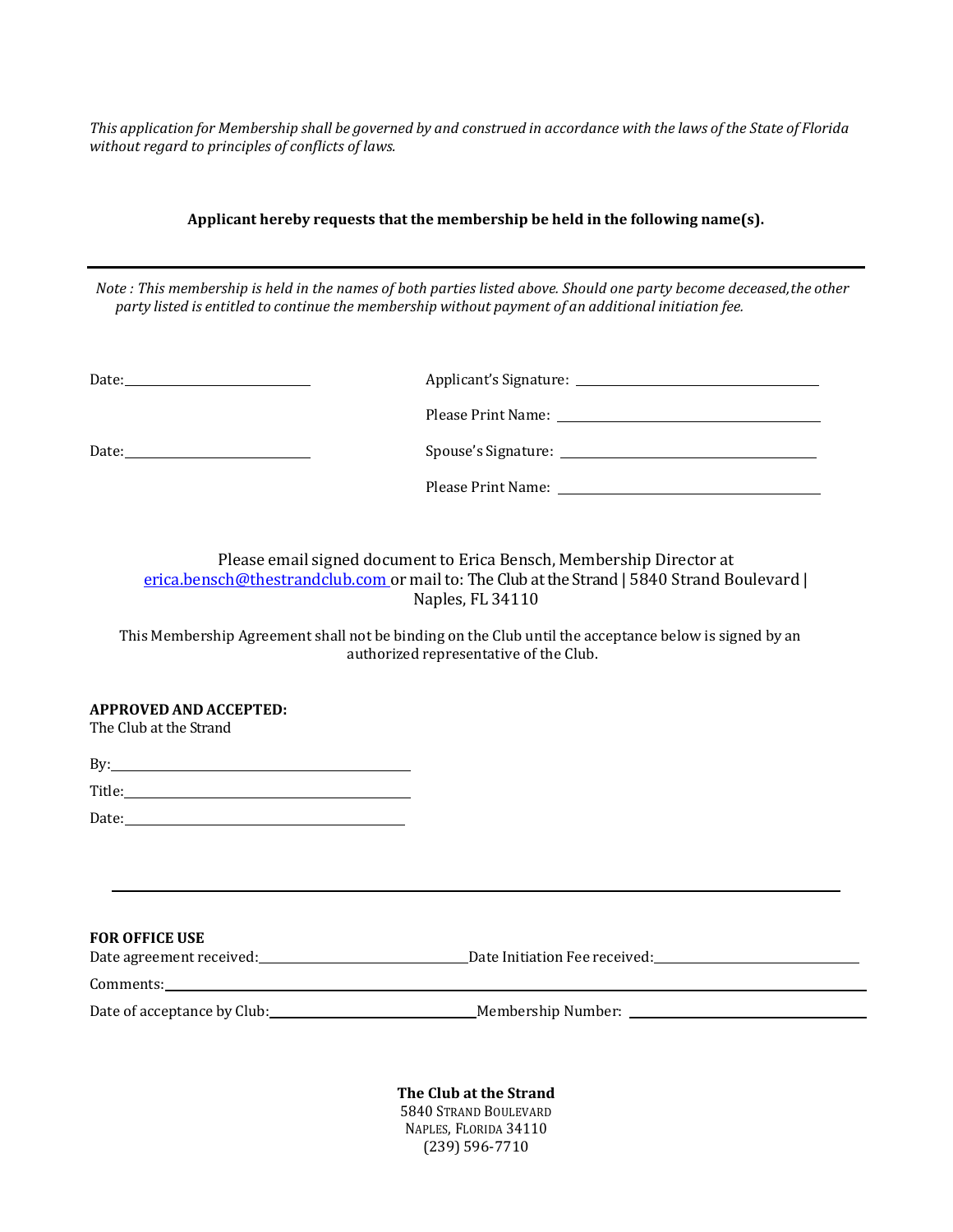*This application for Membership shall be governed by and construed in accordance with the laws of the State of Florida without regard to principles of conflicts of laws.*

**Applicant hereby requests that the membership be held in the following name(s).**

---

*Note : This membership is held in the names of both parties listed above. Should one party become deceased,the other party listed is entitled to continue the membership without payment of an additional initiation fee.*

Date: ______________________ Applicant's Signature: ______________________________

Please Print Name: ______________________________

Date: ______________________ Spouse's Signature: ______________________________

Please Print Name: ______________________________

Please email signed document to Erica Bensch, Membership Director at erica.bensch@thestrandclub.com or mail to: The Club at the Strand | 5840 Strand Boulevard | Naples, FL 34110

This Membership Agreement shall not be binding on the Club until the acceptance below is signed by an authorized representative of the Club.

**APPROVED AND ACCEPTED:**
The Club at the Strand

By: ______________________________

Title: ______________________________

Date: ______________________________

---

**FOR OFFICE USE**

Date agreement received: ______________________ Date Initiation Fee received: ______________________

Comments: ____________________________________________________________

Date of acceptance by Club: ______________________ Membership Number: ______________________

**The Club at the Strand**
5840 Strand Boulevard
Naples, Florida 34110
(239) 596-7710